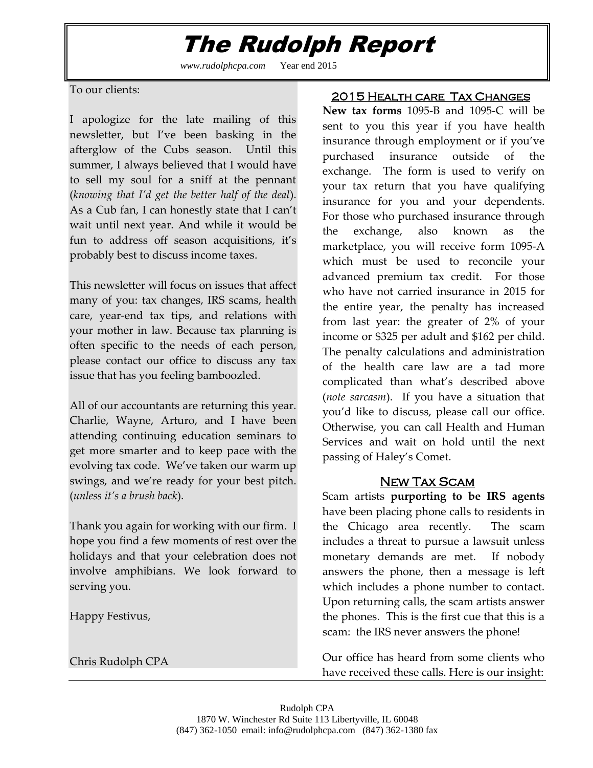# The Rudolph Report

*www.rudolphcpa.com* Year end 2015

To our clients:

I apologize for the late mailing of this newsletter, but I've been basking in the afterglow of the Cubs season. Until this summer, I always believed that I would have to sell my soul for a sniff at the pennant (*knowing that I'd get the better half of the deal*). As a Cub fan, I can honestly state that I can't wait until next year. And while it would be fun to address off season acquisitions, it's probably best to discuss income taxes.

This newsletter will focus on issues that affect many of you: tax changes, IRS scams, health care, year-end tax tips, and relations with your mother in law. Because tax planning is often specific to the needs of each person, please contact our office to discuss any tax issue that has you feeling bamboozled.

All of our accountants are returning this year. Charlie, Wayne, Arturo, and I have been attending continuing education seminars to get more smarter and to keep pace with the evolving tax code. We've taken our warm up swings, and we're ready for your best pitch. (*unless it's a brush back*).

Thank you again for working with our firm. I hope you find a few moments of rest over the holidays and that your celebration does not involve amphibians. We look forward to serving you.

Happy Festivus,

Chris Rudolph CPA

## 2015 Health care Tax Changes

**New tax forms** 1095-B and 1095-C will be sent to you this year if you have health insurance through employment or if you've purchased insurance outside of the exchange. The form is used to verify on your tax return that you have qualifying insurance for you and your dependents. For those who purchased insurance through the exchange, also known as the marketplace, you will receive form 1095-A which must be used to reconcile your advanced premium tax credit. For those who have not carried insurance in 2015 for the entire year, the penalty has increased from last year: the greater of 2% of your income or $325 per adult and $162 per child. The penalty calculations and administration of the health care law are a tad more complicated than what's described above (*note sarcasm*). If you have a situation that you'd like to discuss, please call our office. Otherwise, you can call Health and Human Services and wait on hold until the next passing of Haley's Comet.

## New Tax Scam

Scam artists **purporting to be IRS agents** have been placing phone calls to residents in the Chicago area recently. The scam includes a threat to pursue a lawsuit unless monetary demands are met. If nobody answers the phone, then a message is left which includes a phone number to contact. Upon returning calls, the scam artists answer the phones. This is the first cue that this is a scam: the IRS never answers the phone!

Our office has heard from some clients who have received these calls. Here is our insight:

Rudolph CPA
1870 W. Winchester Rd Suite 113 Libertyville, IL 60048
(847) 362-1050 email: info@rudolphcpa.com (847) 362-1380 fax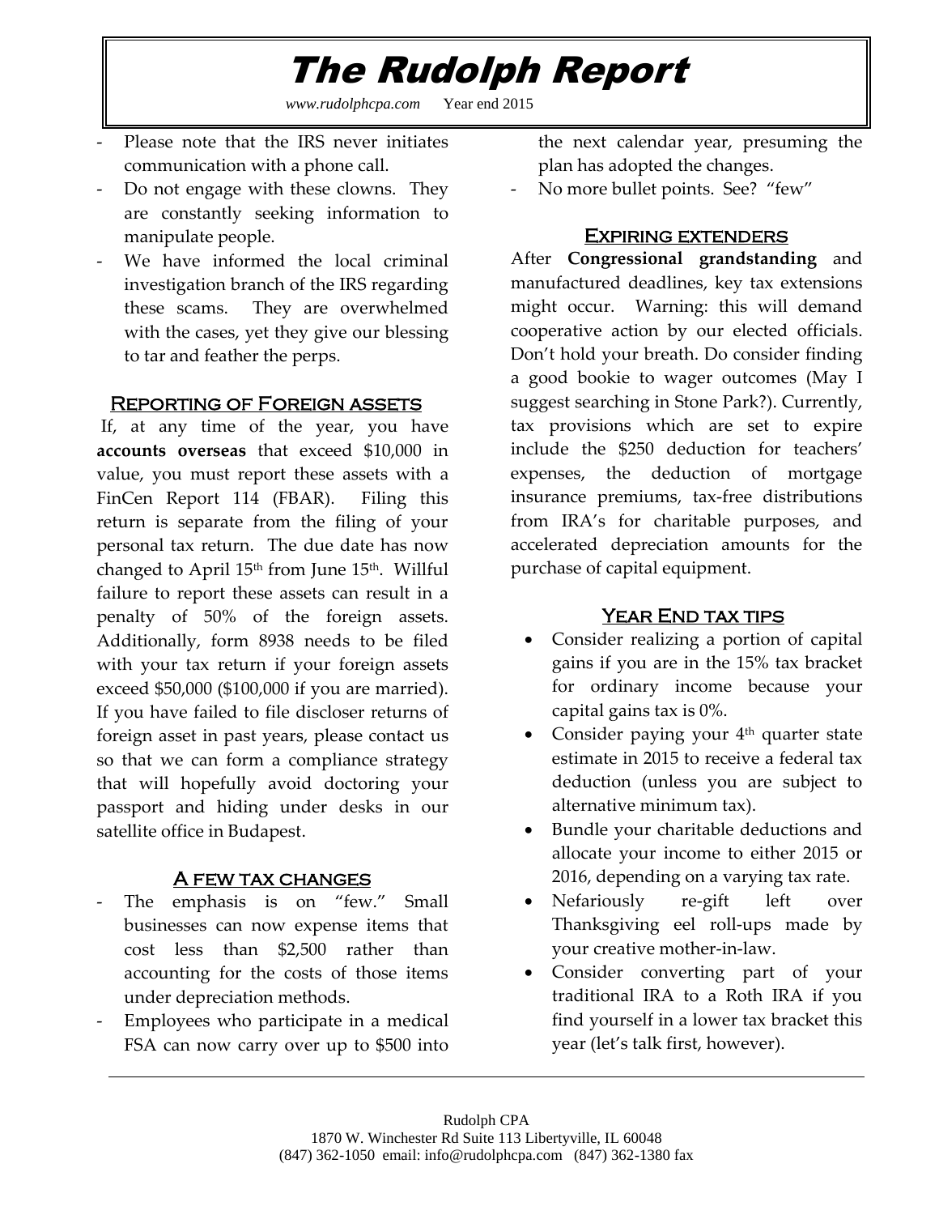# The Rudolph Report

*www.rudolphcpa.com* Year end 2015

- Please note that the IRS never initiates communication with a phone call.
- Do not engage with these clowns. They are constantly seeking information to manipulate people.
- We have informed the local criminal investigation branch of the IRS regarding these scams. They are overwhelmed with the cases, yet they give our blessing to tar and feather the perps.

## Reporting of Foreign assets

If, at any time of the year, you have **accounts overseas** that exceed $10,000 in value, you must report these assets with a FinCen Report 114 (FBAR). Filing this return is separate from the filing of your personal tax return. The due date has now changed to April 15th from June 15th. Willful failure to report these assets can result in a penalty of 50% of the foreign assets. Additionally, form 8938 needs to be filed with your tax return if your foreign assets exceed $50,000 ($100,000 if you are married). If you have failed to file discloser returns of foreign asset in past years, please contact us so that we can form a compliance strategy that will hopefully avoid doctoring your passport and hiding under desks in our satellite office in Budapest.

## A few tax changes

- The emphasis is on "few." Small businesses can now expense items that cost less than $2,500 rather than accounting for the costs of those items under depreciation methods.
- Employees who participate in a medical FSA can now carry over up to $500 into the next calendar year, presuming the plan has adopted the changes.
- No more bullet points. See? "few"

## Expiring extenders

After **Congressional grandstanding** and manufactured deadlines, key tax extensions might occur. Warning: this will demand cooperative action by our elected officials. Don't hold your breath. Do consider finding a good bookie to wager outcomes (May I suggest searching in Stone Park?). Currently, tax provisions which are set to expire include the $250 deduction for teachers' expenses, the deduction of mortgage insurance premiums, tax-free distributions from IRA's for charitable purposes, and accelerated depreciation amounts for the purchase of capital equipment.

## Year End tax tips

- Consider realizing a portion of capital gains if you are in the 15% tax bracket for ordinary income because your capital gains tax is 0%.
- Consider paying your 4th quarter state estimate in 2015 to receive a federal tax deduction (unless you are subject to alternative minimum tax).
- Bundle your charitable deductions and allocate your income to either 2015 or 2016, depending on a varying tax rate.
- Nefariously re-gift left over Thanksgiving eel roll-ups made by your creative mother-in-law.
- Consider converting part of your traditional IRA to a Roth IRA if you find yourself in a lower tax bracket this year (let's talk first, however).

Rudolph CPA
1870 W. Winchester Rd Suite 113 Libertyville, IL 60048
(847) 362-1050 email: info@rudolphcpa.com (847) 362-1380 fax